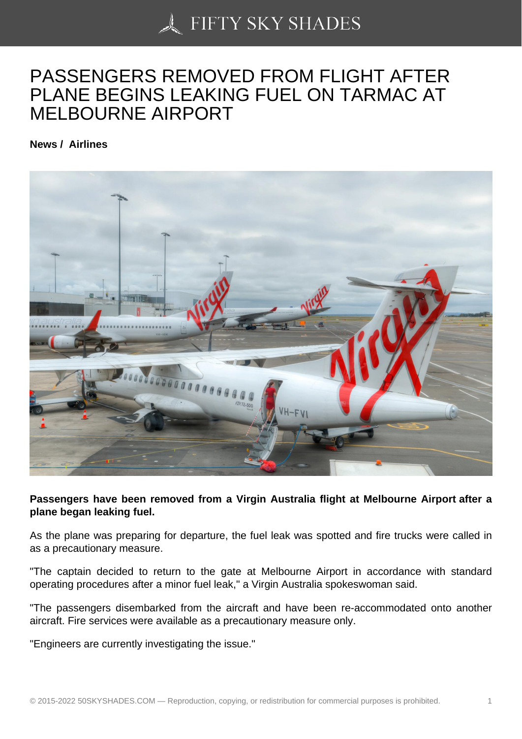# PASSENGERS REMOVED FROM FLIGHT AFTER PLANE BEGINS LEAKING FUEL ON TARMAC AT MELBOURNE AIRPORT

**News / Airlines**

**Passengers have been removed from a Virgin Australia flight at Melbourne Airport after a plane began leaking fuel.**

As the plane was preparing for departure, the fuel leak was spotted and fire trucks were called in as a precautionary measure.

"The captain decided to return to the gate at Melbourne Airport in accordance with standard operating procedures after a minor fuel leak," a Virgin Australia spokeswoman said.

"The passengers disembarked from the aircraft and have been re-accommodated onto another aircraft. Fire services were available as a precautionary measure only.

"Engineers are currently investigating the issue."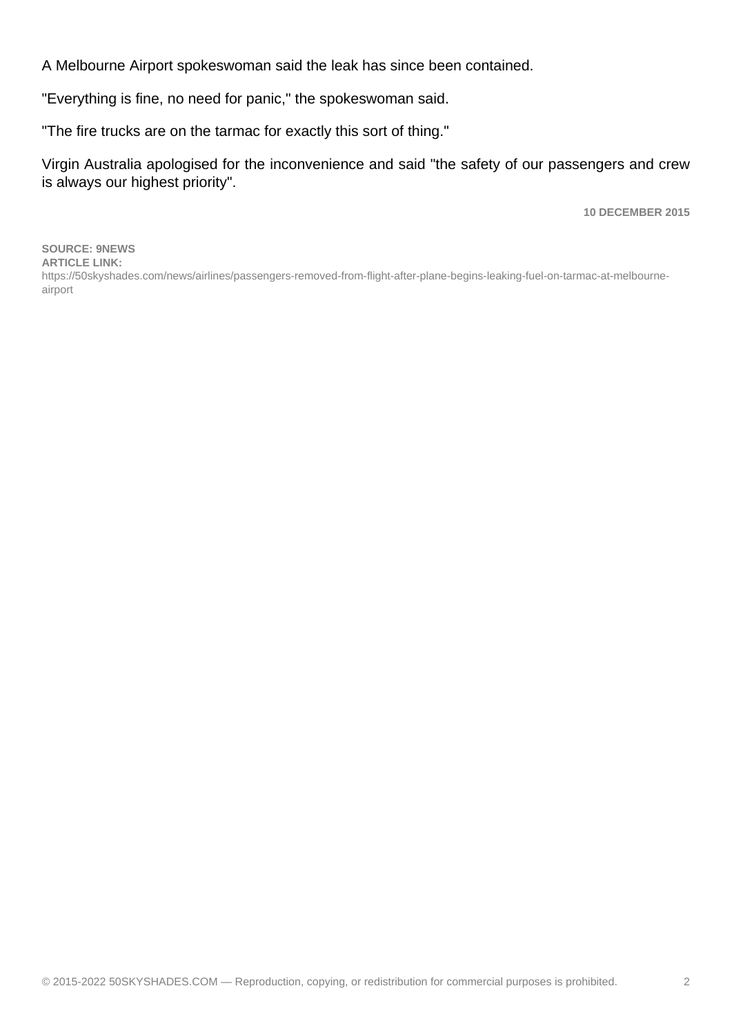A Melbourne Airport spokeswoman said the leak has since been contained.

"Everything is fine, no need for panic," the spokeswoman said.

"The fire trucks are on the tarmac for exactly this sort of thing."

Virgin Australia apologised for the inconvenience and said "the safety of our passengers and crew is always our highest priority".

**10 DECEMBER 2015**

**SOURCE: 9NEWS**
**ARTICLE LINK:**
https://50skyshades.com/news/airlines/passengers-removed-from-flight-after-plane-begins-leaking-fuel-on-tarmac-at-melbourne-airport